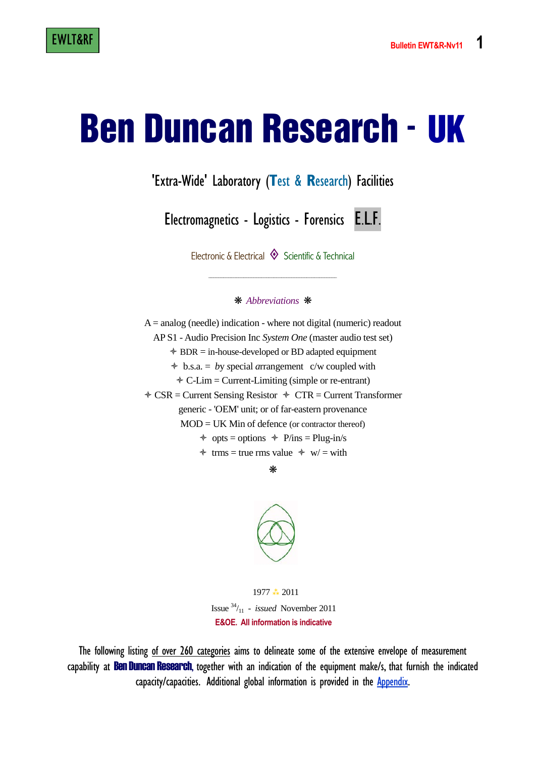EWLT&RF

# Ben Duncan Research - UK

## 'Extra-Wide' Laboratory (Test & Research) Facilities

## Electromagnetics - Logistics - Forensics E.L.F.

Electronic & Electrical ◈ Scientific & Technical

---

❋ *Abbreviations* ❋

A = analog (needle) indication - where not digital (numeric) readout

AP S1 - Audio Precision Inc *System One* (master audio test set)

✧ BDR = in-house-developed or BD adapted equipment

✧ b.s.a. = *by special arrangement* c/w coupled with

✧ C-Lim = Current-Limiting (simple or re-entrant)

✧ CSR = Current Sensing Resistor ✧ CTR = Current Transformer

generic - 'OEM' unit; or of far-eastern provenance

MOD = UK Min of defence (or contractor thereof)

✧ opts = options ✧ P/ins = Plug-in/s

✧ trms = true rms value ✧ w/ = with

❋

1977 ⁂ 2011

Issue 34/11 - *issued* November 2011

**E&OE. All information is indicative**

The following listing of over 260 categories aims to delineate some of the extensive envelope of measurement capability at **Ben Duncan Research**, together with an indication of the equipment make/s, that furnish the indicated capacity/capacities. Additional global information is provided in the Appendix.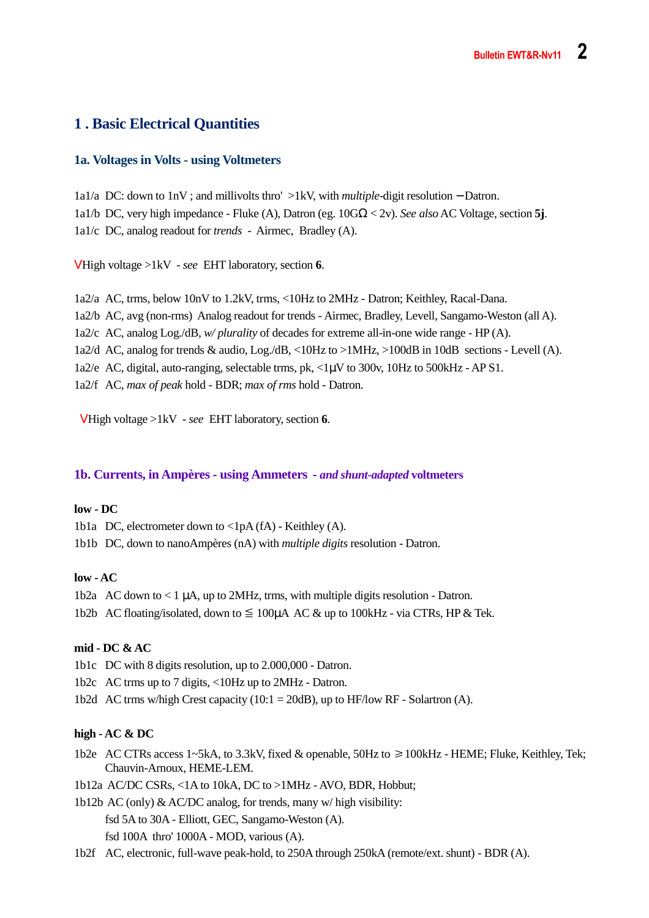## 1 . Basic Electrical Quantities

### 1a. Voltages in Volts - using Voltmeters

1a1/a  DC: down to 1nV ; and millivolts thro'  >1kV, with *multiple*-digit resolution – Datron.
1a1/b  DC, very high impedance - Fluke (A), Datron (eg. 10GΩ < 2v). *See also* AC Voltage, section **5j**.
1a1/c  DC, analog readout for *trends*  -  Airmec,  Bradley (A).

VHigh voltage >1kV  - *see*  EHT laboratory, section **6**.

1a2/a  AC, trms, below 10nV to 1.2kV, trms, <10Hz to 2MHz - Datron; Keithley, Racal-Dana.
1a2/b  AC, avg (non-rms)  Analog readout for trends - Airmec, Bradley, Levell, Sangamo-Weston (all A).
1a2/c  AC, analog Log./dB, *w/ plurality* of decades for extreme all-in-one wide range - HP (A).
1a2/d  AC, analog for trends & audio, Log./dB, <10Hz to >1MHz, >100dB in 10dB  sections - Levell (A).
1a2/e  AC, digital, auto-ranging, selectable trms, pk, <1μV to 300v, 10Hz to 500kHz - AP S1.
1a2/f  AC, *max of peak* hold - BDR; *max of rms* hold - Datron.

VHigh voltage >1kV  - *see*  EHT laboratory, section **6**.

### 1b. Currents, in Ampères - using Ammeters  - *and shunt-adapted* voltmeters

**low - DC**
1b1a  DC, electrometer down to <1pA (fA) - Keithley (A).
1b1b  DC, down to nanoAmpères (nA) with *multiple digits* resolution - Datron.

**low - AC**
1b2a  AC down to < 1 μA, up to 2MHz, trms, with multiple digits resolution - Datron.
1b2b  AC floating/isolated, down to ≦ 100μA  AC & up to 100kHz - via CTRs, HP & Tek.

**mid - DC & AC**
1b1c  DC with 8 digits resolution, up to 2.000,000 - Datron.
1b2c  AC trms up to 7 digits, <10Hz up to 2MHz - Datron.
1b2d  AC trms w/high Crest capacity (10:1 = 20dB), up to HF/low RF - Solartron (A).

**high - AC & DC**
1b2e  AC CTRs access 1~5kA, to 3.3kV, fixed & openable, 50Hz to ⩾100kHz - HEME; Fluke, Keithley, Tek; Chauvin-Arnoux, HEME-LEM.
1b12a  AC/DC CSRs, <1A to 10kA, DC to >1MHz - AVO, BDR, Hobbut;
1b12b  AC (only) & AC/DC analog, for trends, many w/ high visibility:
  fsd 5A to 30A - Elliott, GEC, Sangamo-Weston (A).
  fsd 100A  thro' 1000A - MOD, various (A).
1b2f  AC, electronic, full-wave peak-hold, to 250A through 250kA (remote/ext. shunt) - BDR (A).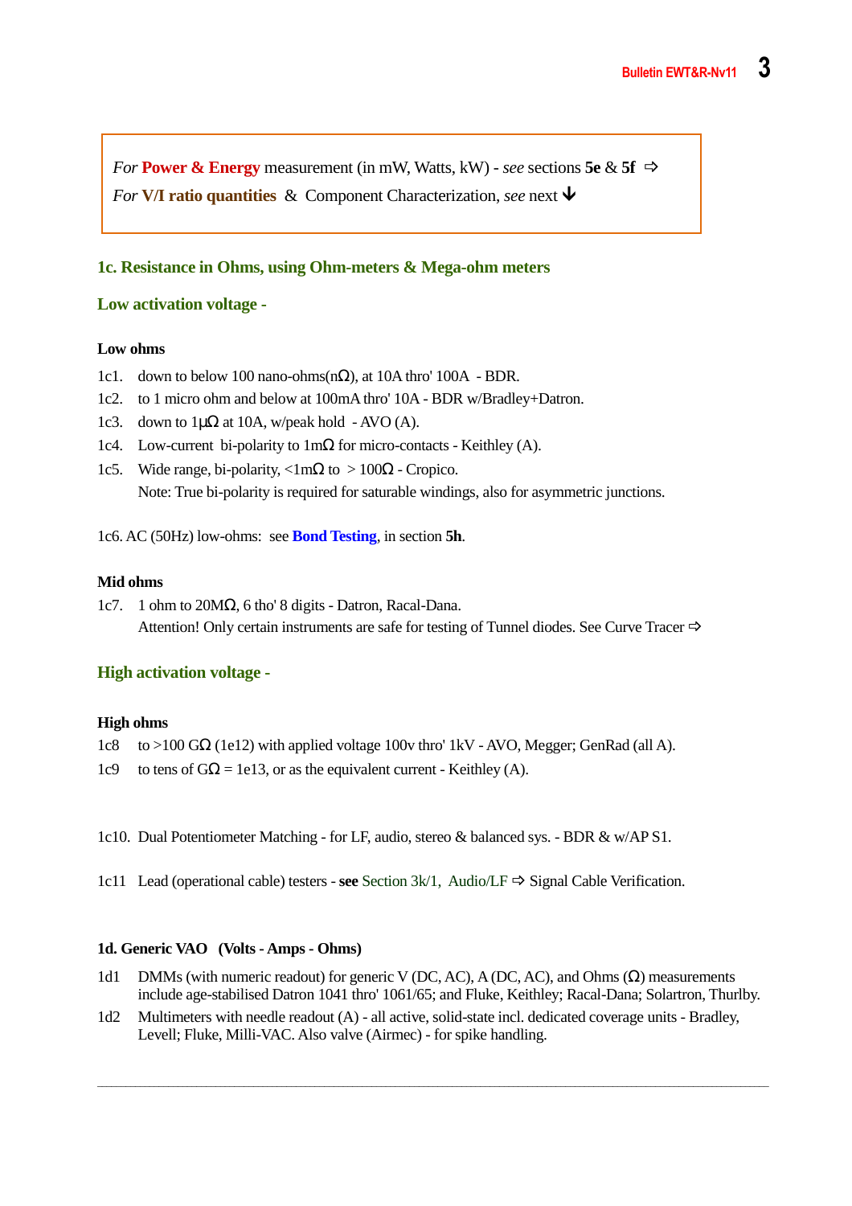*For* **Power & Energy** measurement (in mW, Watts, kW) - *see* sections **5e** & **5f** ⇨
*For* **V/I ratio quantities** & Component Characterization, *see* next ↓

## 1c. Resistance in Ohms, using Ohm-meters & Mega-ohm meters

### Low activation voltage -

**Low ohms**

1c1. down to below 100 nano-ohms(nΩ), at 10A thro' 100A - BDR.
1c2. to 1 micro ohm and below at 100mA thro' 10A - BDR w/Bradley+Datron.
1c3. down to 1μΩ at 10A, w/peak hold - AVO (A).
1c4. Low-current bi-polarity to 1mΩ for micro-contacts - Keithley (A).
1c5. Wide range, bi-polarity, <1mΩ to > 100Ω - Cropico.
Note: True bi-polarity is required for saturable windings, also for asymmetric junctions.

1c6. AC (50Hz) low-ohms: see **Bond Testing**, in section **5h**.

**Mid ohms**

1c7. 1 ohm to 20MΩ, 6 tho' 8 digits - Datron, Racal-Dana.
Attention! Only certain instruments are safe for testing of Tunnel diodes. See Curve Tracer ⇨

### High activation voltage -

**High ohms**

1c8 to >100 GΩ (1e12) with applied voltage 100v thro' 1kV - AVO, Megger; GenRad (all A).
1c9 to tens of GΩ = 1e13, or as the equivalent current - Keithley (A).

1c10. Dual Potentiometer Matching - for LF, audio, stereo & balanced sys. - BDR & w/AP S1.

1c11 Lead (operational cable) testers - **see** Section 3k/1, Audio/LF ⇨ Signal Cable Verification.

## 1d. Generic VAO (Volts - Amps - Ohms)

1d1 DMMs (with numeric readout) for generic V (DC, AC), A (DC, AC), and Ohms (Ω) measurements include age-stabilised Datron 1041 thro' 1061/65; and Fluke, Keithley; Racal-Dana; Solartron, Thurlby.
1d2 Multimeters with needle readout (A) - all active, solid-state incl. dedicated coverage units - Bradley, Levell; Fluke, Milli-VAC. Also valve (Airmec) - for spike handling.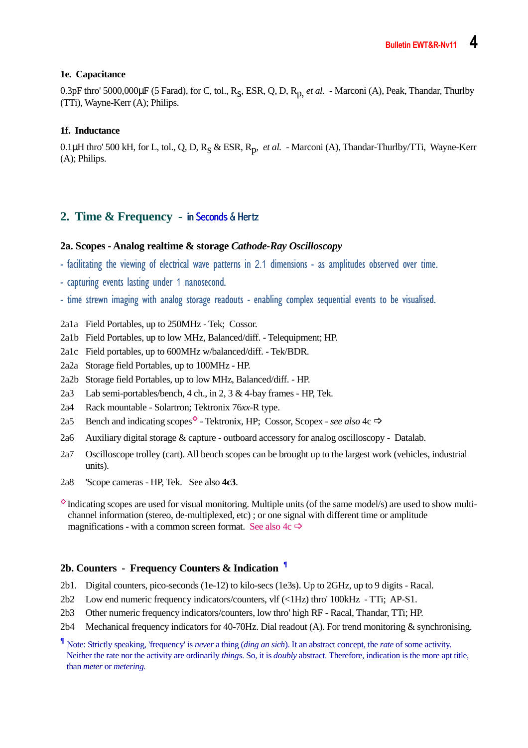### 1e. Capacitance

0.3pF thro' 5000,000µF (5 Farad), for C, tol., $R_S$, ESR, Q, D, $R_p$, *et al.* - Marconi (A), Peak, Thandar, Thurlby (TTi), Wayne-Kerr (A); Philips.

### 1f. Inductance

0.1µH thro' 500 kH, for L, tol., Q, D, $R_S$ & ESR, $R_p$, *et al.* - Marconi (A), Thandar-Thurlby/TTi, Wayne-Kerr (A); Philips.

## 2. Time & Frequency - in Seconds & Hertz

### 2a. Scopes - Analog realtime & storage *Cathode-Ray Oscilloscopy*

- facilitating the viewing of electrical wave patterns in 2.1 dimensions - as amplitudes observed over time.
- capturing events lasting under 1 nanosecond.
- time strewn imaging with analog storage readouts - enabling complex sequential events to be visualised.

2a1a Field Portables, up to 250MHz - Tek; Cossor.
2a1b Field Portables, up to low MHz, Balanced/diff. - Telequipment; HP.
2a1c Field portables, up to 600MHz w/balanced/diff. - Tek/BDR.
2a2a Storage field Portables, up to 100MHz - HP.
2a2b Storage field Portables, up to low MHz, Balanced/diff. - HP.
2a3 Lab semi-portables/bench, 4 ch., in 2, 3 & 4-bay frames - HP, Tek.
2a4 Rack mountable - Solartron; Tektronix 76*xx*-R type.
2a5 Bench and indicating scopes◇ - Tektronix, HP; Cossor, Scopex - *see also* 4c ⇨
2a6 Auxiliary digital storage & capture - outboard accessory for analog oscilloscopy - Datalab.
2a7 Oscilloscope trolley (cart). All bench scopes can be brought up to the largest work (vehicles, industrial units).
2a8 'Scope cameras - HP, Tek. See also **4c3**.

◇ Indicating scopes are used for visual monitoring. Multiple units (of the same model/s) are used to show multi-channel information (stereo, de-multiplexed, etc) ; or one signal with different time or amplitude magnifications - with a common screen format. See also 4c ⇨

### 2b. Counters - Frequency Counters & Indication ¶

2b1. Digital counters, pico-seconds (1e-12) to kilo-secs (1e3s). Up to 2GHz, up to 9 digits - Racal.
2b2 Low end numeric frequency indicators/counters, vlf (<1Hz) thro' 100kHz - TTi; AP-S1.
2b3 Other numeric frequency indicators/counters, low thro' high RF - Racal, Thandar, TTi; HP.
2b4 Mechanical frequency indicators for 40-70Hz. Dial readout (A). For trend monitoring & synchronising.

¶ Note: Strictly speaking, 'frequency' is *never* a thing (*ding an sich*). It an abstract concept, the *rate* of some activity. Neither the rate nor the activity are ordinarily *things*. So, it is *doubly* abstract. Therefore, indication is the more apt title, than *meter* or *metering.*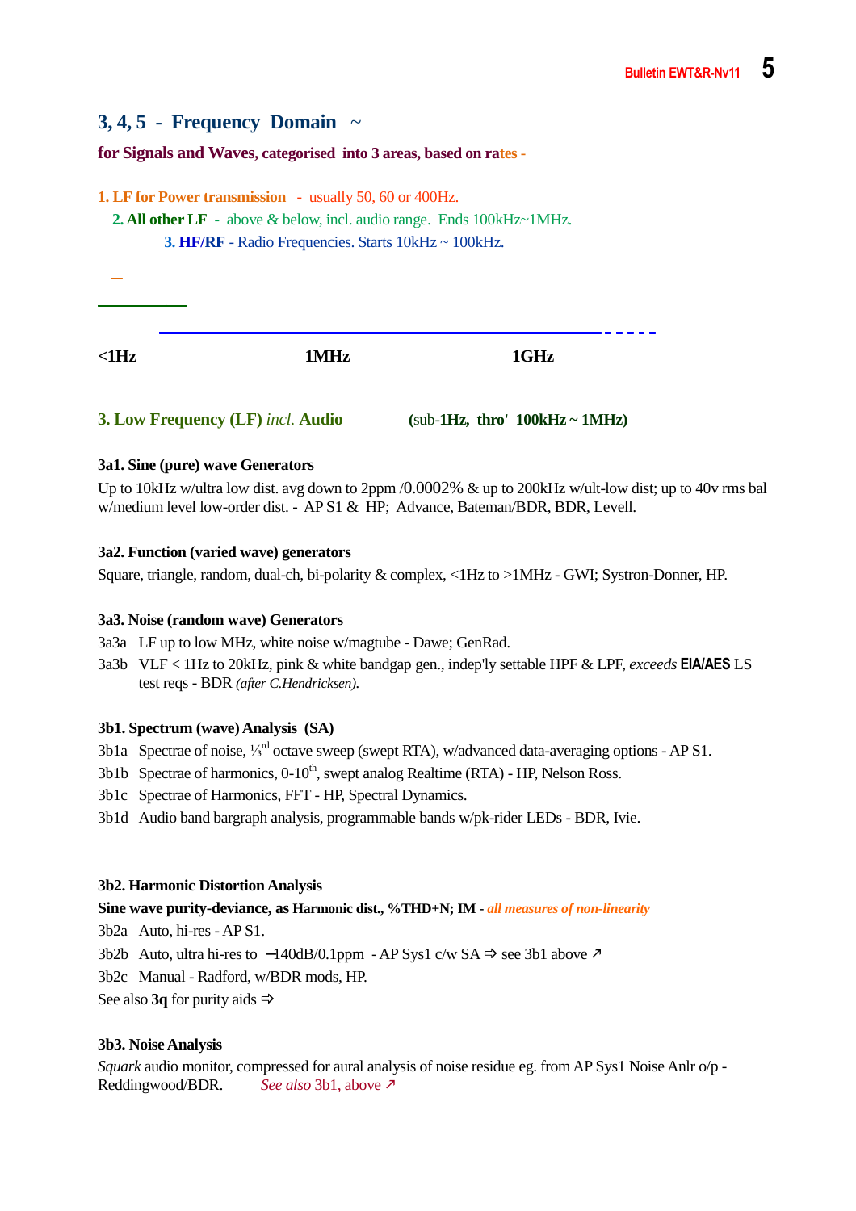## 3, 4, 5 - Frequency Domain ~

**for Signals and Waves, categorised into 3 areas, based on rates -**

1. **LF for Power transmission** - usually 50, 60 or 400Hz.
2. **All other LF** - above & below, incl. audio range. Ends 100kHz~1MHz.
3. **HF/RF** - Radio Frequencies. Starts 10kHz ~ 100kHz.

**<1Hz** **1MHz** **1GHz**

### 3. Low Frequency (LF) *incl.* Audio (sub-1Hz, thro' 100kHz ~ 1MHz)

**3a1. Sine (pure) wave Generators**

Up to 10kHz w/ultra low dist. avg down to 2ppm /0.0002% & up to 200kHz w/ult-low dist; up to 40v rms bal w/medium level low-order dist. - AP S1 & HP; Advance, Bateman/BDR, BDR, Levell.

**3a2. Function (varied wave) generators**

Square, triangle, random, dual-ch, bi-polarity & complex, <1Hz to >1MHz - GWI; Systron-Donner, HP.

**3a3. Noise (random wave) Generators**

3a3a LF up to low MHz, white noise w/magtube - Dawe; GenRad.

3a3b VLF < 1Hz to 20kHz, pink & white bandgap gen., indep'ly settable HPF & LPF, *exceeds* **EIA/AES** LS test reqs - BDR *(after C.Hendricksen).*

**3b1. Spectrum (wave) Analysis (SA)**

3b1a Spectrae of noise, ⅓rd octave sweep (swept RTA), w/advanced data-averaging options - AP S1.

3b1b Spectrae of harmonics, 0-10th, swept analog Realtime (RTA) - HP, Nelson Ross.

3b1c Spectrae of Harmonics, FFT - HP, Spectral Dynamics.

3b1d Audio band bargraph analysis, programmable bands w/pk-rider LEDs - BDR, Ivie.

**3b2. Harmonic Distortion Analysis**

**Sine wave purity-deviance, as Harmonic dist., %THD+N; IM** - *all measures of non-linearity*

3b2a Auto, hi-res - AP S1.

3b2b Auto, ultra hi-res to −140dB/0.1ppm - AP Sys1 c/w SA ⇨ see 3b1 above ↗

3b2c Manual - Radford, w/BDR mods, HP.

See also **3q** for purity aids ⇨

**3b3. Noise Analysis**

*Squark* audio monitor, compressed for aural analysis of noise residue eg. from AP Sys1 Noise Anlr o/p - Reddingwood/BDR. *See also* 3b1, above ↗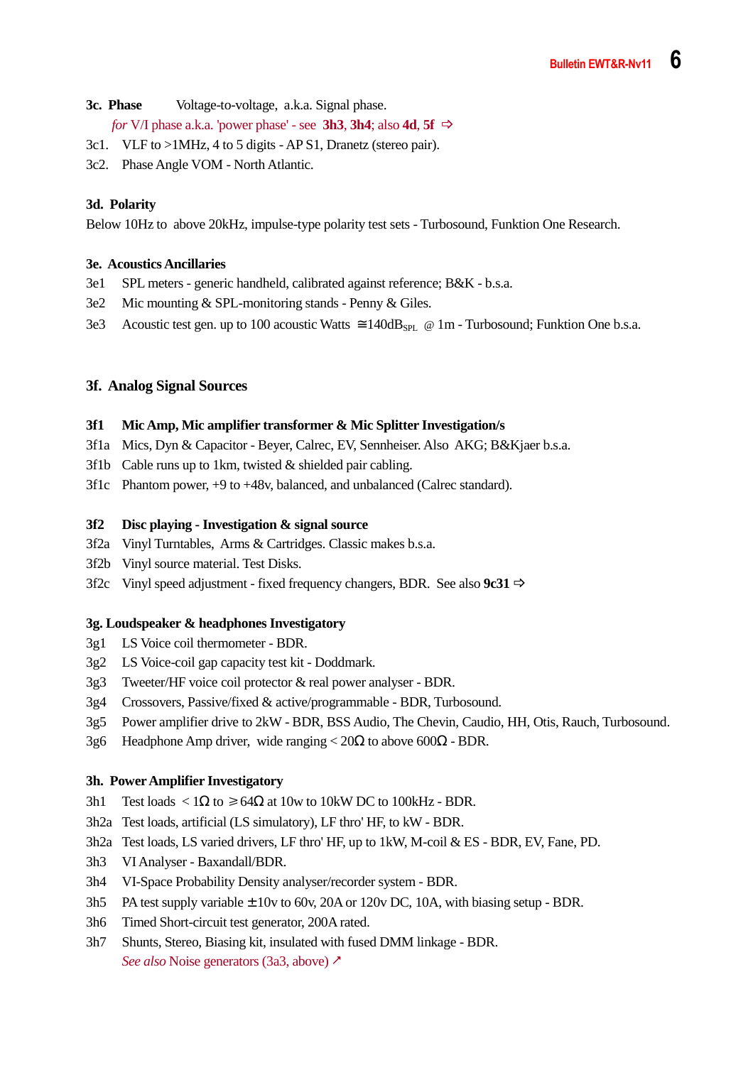**3c. Phase** Voltage-to-voltage, a.k.a. Signal phase.

*for* V/I phase a.k.a. 'power phase' - see **3h3**, **3h4**; also **4d**, **5f** ⇨

3c1. VLF to >1MHz, 4 to 5 digits - AP S1, Dranetz (stereo pair).

3c2. Phase Angle VOM - North Atlantic.

**3d. Polarity**

Below 10Hz to above 20kHz, impulse-type polarity test sets - Turbosound, Funktion One Research.

**3e. Acoustics Ancillaries**

3e1 SPL meters - generic handheld, calibrated against reference; B&K - b.s.a.

3e2 Mic mounting & SPL-monitoring stands - Penny & Giles.

3e3 Acoustic test gen. up to 100 acoustic Watts ≅140$dB_{SPL}$ @ 1m - Turbosound; Funktion One b.s.a.

## 3f. Analog Signal Sources

**3f1 Mic Amp, Mic amplifier transformer & Mic Splitter Investigation/s**

3f1a Mics, Dyn & Capacitor - Beyer, Calrec, EV, Sennheiser. Also AKG; B&Kjaer b.s.a.

3f1b Cable runs up to 1km, twisted & shielded pair cabling.

3f1c Phantom power, +9 to +48v, balanced, and unbalanced (Calrec standard).

**3f2 Disc playing - Investigation & signal source**

3f2a Vinyl Turntables, Arms & Cartridges. Classic makes b.s.a.

3f2b Vinyl source material. Test Disks.

3f2c Vinyl speed adjustment - fixed frequency changers, BDR. See also **9c31** ⇨

**3g. Loudspeaker & headphones Investigatory**

3g1 LS Voice coil thermometer - BDR.

3g2 LS Voice-coil gap capacity test kit - Doddmark.

3g3 Tweeter/HF voice coil protector & real power analyser - BDR.

3g4 Crossovers, Passive/fixed & active/programmable - BDR, Turbosound.

3g5 Power amplifier drive to 2kW - BDR, BSS Audio, The Chevin, Caudio, HH, Otis, Rauch, Turbosound.

3g6 Headphone Amp driver, wide ranging < 20Ω to above 600Ω - BDR.

**3h. Power Amplifier Investigatory**

3h1 Test loads < 1Ω to ⩾64Ω at 10w to 10kW DC to 100kHz - BDR.

3h2a Test loads, artificial (LS simulatory), LF thro' HF, to kW - BDR.

3h2a Test loads, LS varied drivers, LF thro' HF, up to 1kW, M-coil & ES - BDR, EV, Fane, PD.

3h3 VI Analyser - Baxandall/BDR.

3h4 VI-Space Probability Density analyser/recorder system - BDR.

3h5 PA test supply variable ±10v to 60v, 20A or 120v DC, 10A, with biasing setup - BDR.

3h6 Timed Short-circuit test generator, 200A rated.

3h7 Shunts, Stereo, Biasing kit, insulated with fused DMM linkage - BDR.

*See also* Noise generators (3a3, above) ↗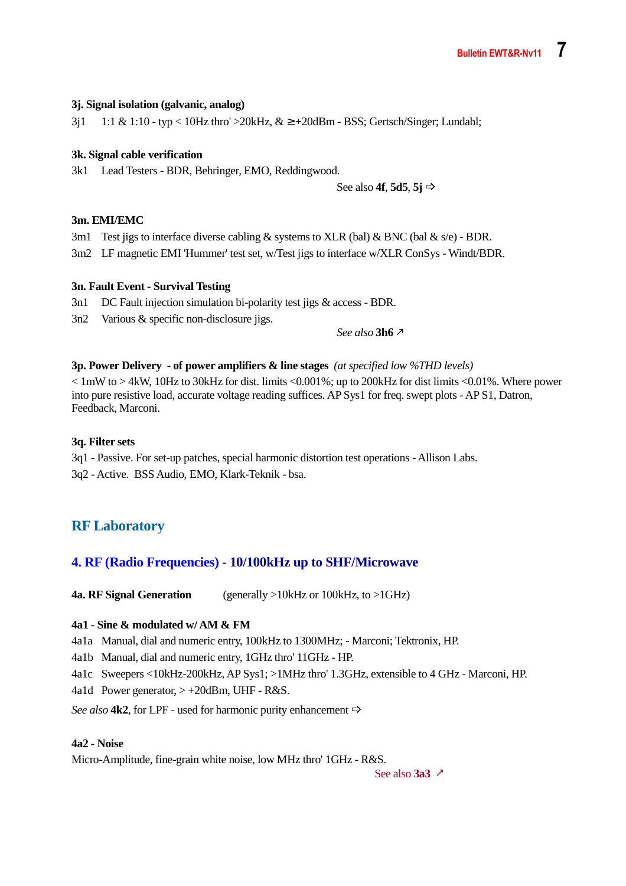### 3j. Signal isolation (galvanic, analog)

3j1  1:1 & 1:10 - typ < 10Hz thro' >20kHz, & ≥+20dBm - BSS; Gertsch/Singer; Lundahl;

### 3k. Signal cable verification

3k1  Lead Testers - BDR, Behringer, EMO, Reddingwood.

See also **4f**, **5d5**, **5j** ⇨

### 3m. EMI/EMC

3m1  Test jigs to interface diverse cabling & systems to XLR (bal) & BNC (bal & s/e) - BDR.

3m2  LF magnetic EMI 'Hummer' test set, w/Test jigs to interface w/XLR ConSys - Windt/BDR.

### 3n. Fault Event - Survival Testing

3n1  DC Fault injection simulation bi-polarity test jigs & access - BDR.

3n2  Various & specific non-disclosure jigs.

*See also* **3h6** ↗

### 3p. Power Delivery - of power amplifiers & line stages *(at specified low %THD levels)*

< 1mW to > 4kW, 10Hz to 30kHz for dist. limits <0.001%; up to 200kHz for dist limits <0.01%. Where power into pure resistive load, accurate voltage reading suffices. AP Sys1 for freq. swept plots - AP S1, Datron, Feedback, Marconi.

### 3q. Filter sets

3q1 - Passive. For set-up patches, special harmonic distortion test operations - Allison Labs.

3q2 - Active. BSS Audio, EMO, Klark-Teknik - bsa.

# RF Laboratory

## 4. RF (Radio Frequencies) - 10/100kHz up to SHF/Microwave

### 4a. RF Signal Generation (generally >10kHz or 100kHz, to >1GHz)

#### 4a1 - Sine & modulated w/ AM & FM

4a1a  Manual, dial and numeric entry, 100kHz to 1300MHz; - Marconi; Tektronix, HP.

4a1b  Manual, dial and numeric entry, 1GHz thro' 11GHz - HP.

4a1c  Sweepers <10kHz-200kHz, AP Sys1; >1MHz thro' 1.3GHz, extensible to 4 GHz - Marconi, HP.

4a1d  Power generator, > +20dBm, UHF - R&S.

*See also* **4k2**, for LPF - used for harmonic purity enhancement ⇨

#### 4a2 - Noise

Micro-Amplitude, fine-grain white noise, low MHz thro' 1GHz - R&S.

See also **3a3** ↗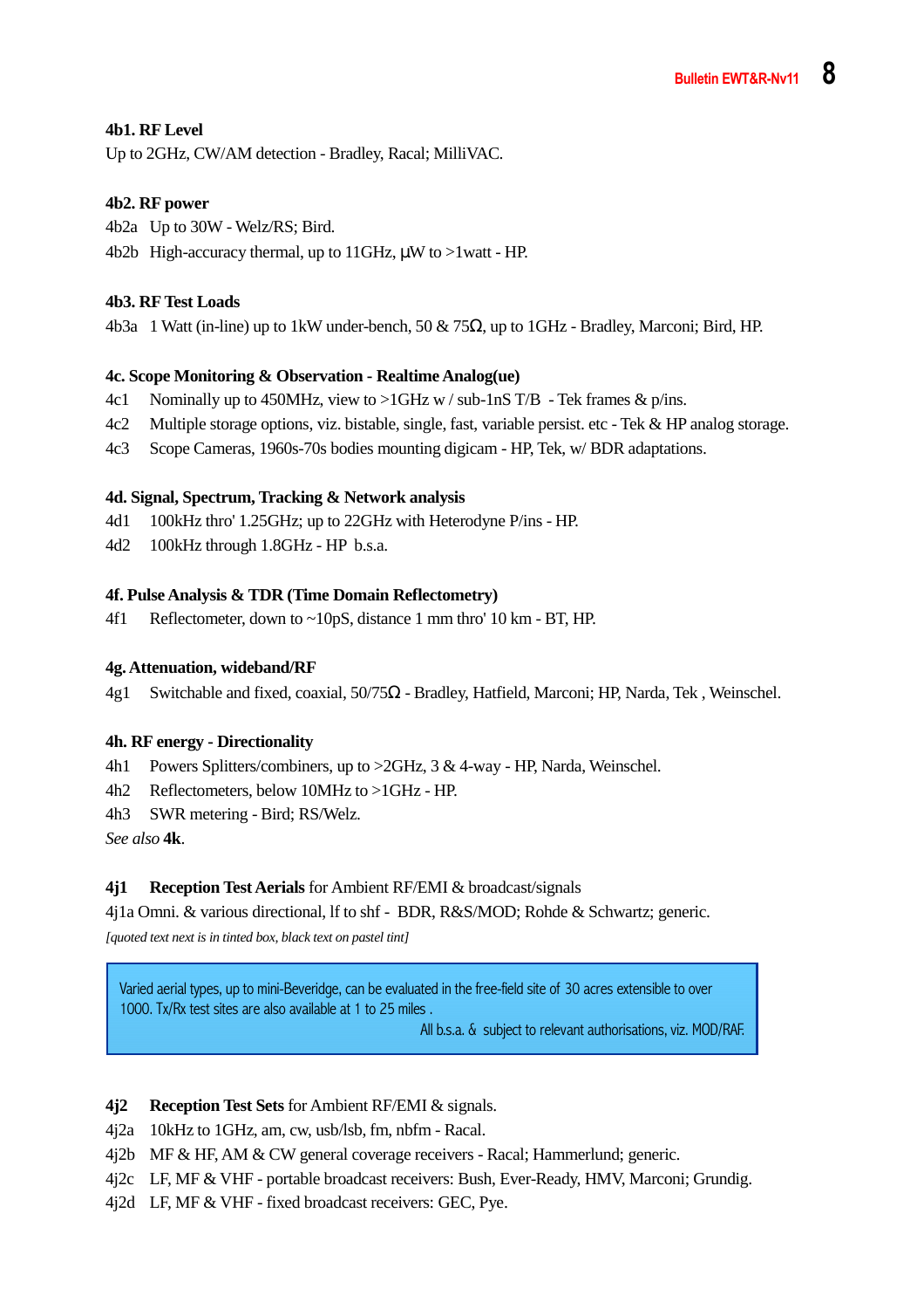**4b1. RF Level**

Up to 2GHz, CW/AM detection - Bradley, Racal; MilliVAC.

**4b2. RF power**

4b2a Up to 30W - Welz/RS; Bird.

4b2b High-accuracy thermal, up to 11GHz, µW to >1watt - HP.

**4b3. RF Test Loads**

4b3a 1 Watt (in-line) up to 1kW under-bench, 50 & 75Ω, up to 1GHz - Bradley, Marconi; Bird, HP.

**4c. Scope Monitoring & Observation - Realtime Analog(ue)**

4c1 Nominally up to 450MHz, view to >1GHz w / sub-1nS T/B - Tek frames & p/ins.

4c2 Multiple storage options, viz. bistable, single, fast, variable persist. etc - Tek & HP analog storage.

4c3 Scope Cameras, 1960s-70s bodies mounting digicam - HP, Tek, w/ BDR adaptations.

**4d. Signal, Spectrum, Tracking & Network analysis**

4d1 100kHz thro' 1.25GHz; up to 22GHz with Heterodyne P/ins - HP.

4d2 100kHz through 1.8GHz - HP b.s.a.

**4f. Pulse Analysis & TDR (Time Domain Reflectometry)**

4f1 Reflectometer, down to ~10pS, distance 1 mm thro' 10 km - BT, HP.

**4g. Attenuation, wideband/RF**

4g1 Switchable and fixed, coaxial, 50/75Ω - Bradley, Hatfield, Marconi; HP, Narda, Tek , Weinschel.

**4h. RF energy - Directionality**

4h1 Powers Splitters/combiners, up to >2GHz, 3 & 4-way - HP, Narda, Weinschel.

4h2 Reflectometers, below 10MHz to >1GHz - HP.

4h3 SWR metering - Bird; RS/Welz.

*See also* **4k**.

**4j1 Reception Test Aerials** for Ambient RF/EMI & broadcast/signals

4j1a Omni. & various directional, lf to shf - BDR, R&S/MOD; Rohde & Schwartz; generic.

*[quoted text next is in tinted box, black text on pastel tint]*

> Varied aerial types, up to mini-Beveridge, can be evaluated in the free-field site of 30 acres extensible to over 1000. Tx/Rx test sites are also available at 1 to 25 miles .
>
> All b.s.a. & subject to relevant authorisations, viz. MOD/RAF.

**4j2 Reception Test Sets** for Ambient RF/EMI & signals.

4j2a 10kHz to 1GHz, am, cw, usb/lsb, fm, nbfm - Racal.

4j2b MF & HF, AM & CW general coverage receivers - Racal; Hammerlund; generic.

4j2c LF, MF & VHF - portable broadcast receivers: Bush, Ever-Ready, HMV, Marconi; Grundig.

4j2d LF, MF & VHF - fixed broadcast receivers: GEC, Pye.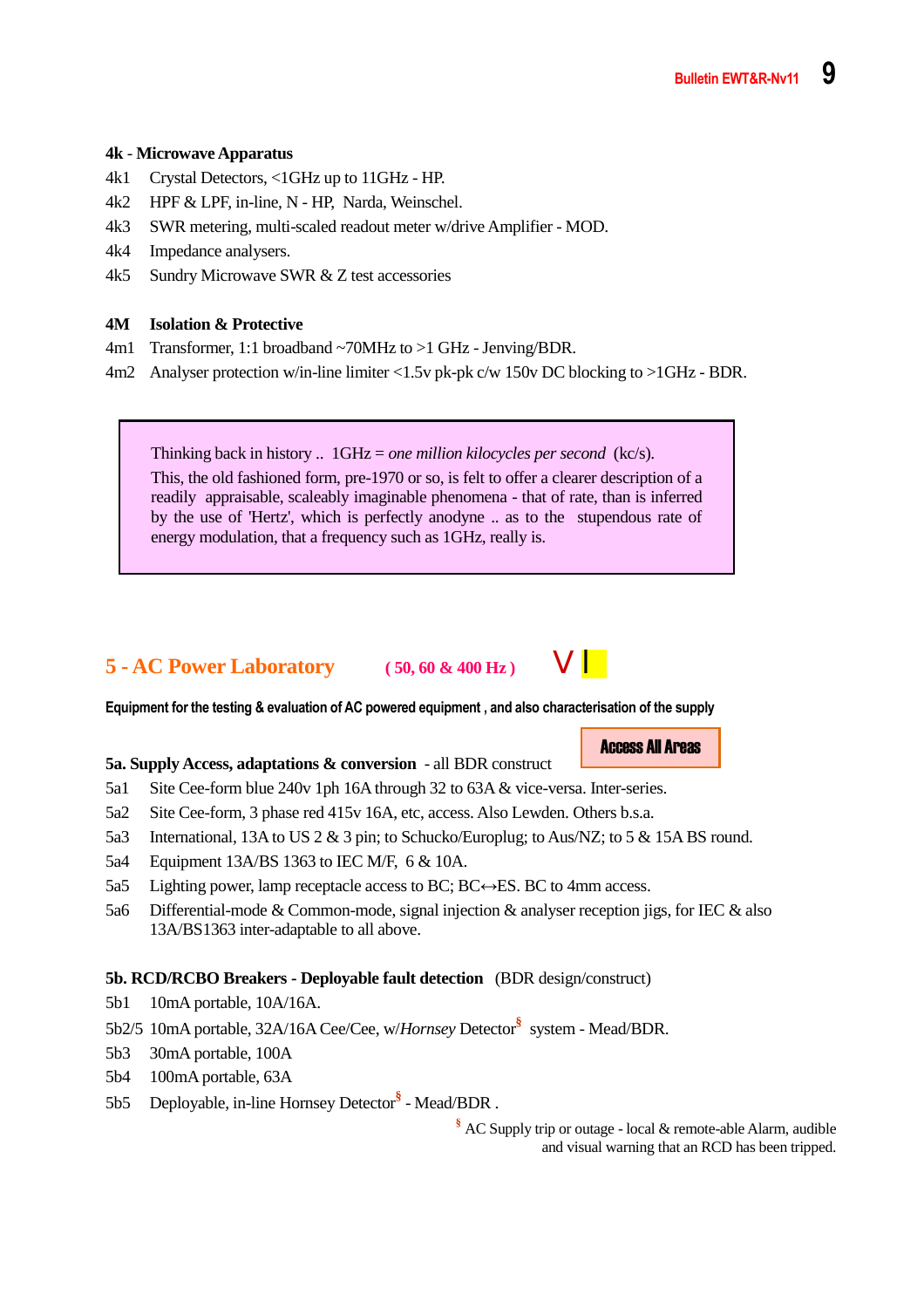**4k - Microwave Apparatus**

4k1 Crystal Detectors, <1GHz up to 11GHz - HP.
4k2 HPF & LPF, in-line, N - HP, Narda, Weinschel.
4k3 SWR metering, multi-scaled readout meter w/drive Amplifier - MOD.
4k4 Impedance analysers.
4k5 Sundry Microwave SWR & Z test accessories

**4M Isolation & Protective**

4m1 Transformer, 1:1 broadband ~70MHz to >1 GHz - Jenving/BDR.
4m2 Analyser protection w/in-line limiter <1.5v pk-pk c/w 150v DC blocking to >1GHz - BDR.

> Thinking back in history .. 1GHz = *one million kilocycles per second* (kc/s).
> This, the old fashioned form, pre-1970 or so, is felt to offer a clearer description of a readily appraisable, scaleably imaginable phenomena - that of rate, than is inferred by the use of 'Hertz', which is perfectly anodyne .. as to the stupendous rate of energy modulation, that a frequency such as 1GHz, really is.

## 5 - AC Power Laboratory ( 50, 60 & 400 Hz ) V I

**Equipment for the testing & evaluation of AC powered equipment , and also characterisation of the supply**

**Access All Areas**

**5a. Supply Access, adaptations & conversion** - all BDR construct

5a1 Site Cee-form blue 240v 1ph 16A through 32 to 63A & vice-versa. Inter-series.
5a2 Site Cee-form, 3 phase red 415v 16A, etc, access. Also Lewden. Others b.s.a.
5a3 International, 13A to US 2 & 3 pin; to Schucko/Europlug; to Aus/NZ; to 5 & 15A BS round.
5a4 Equipment 13A/BS 1363 to IEC M/F, 6 & 10A.
5a5 Lighting power, lamp receptacle access to BC; BC↔ES. BC to 4mm access.
5a6 Differential-mode & Common-mode, signal injection & analyser reception jigs, for IEC & also 13A/BS1363 inter-adaptable to all above.

**5b. RCD/RCBO Breakers - Deployable fault detection** (BDR design/construct)

5b1 10mA portable, 10A/16A.
5b2/5 10mA portable, 32A/16A Cee/Cee, w/*Hornsey* Detector[§] system - Mead/BDR.
5b3 30mA portable, 100A
5b4 100mA portable, 63A
5b5 Deployable, in-line Hornsey Detector[§] - Mead/BDR .

[§] AC Supply trip or outage - local & remote-able Alarm, audible and visual warning that an RCD has been tripped.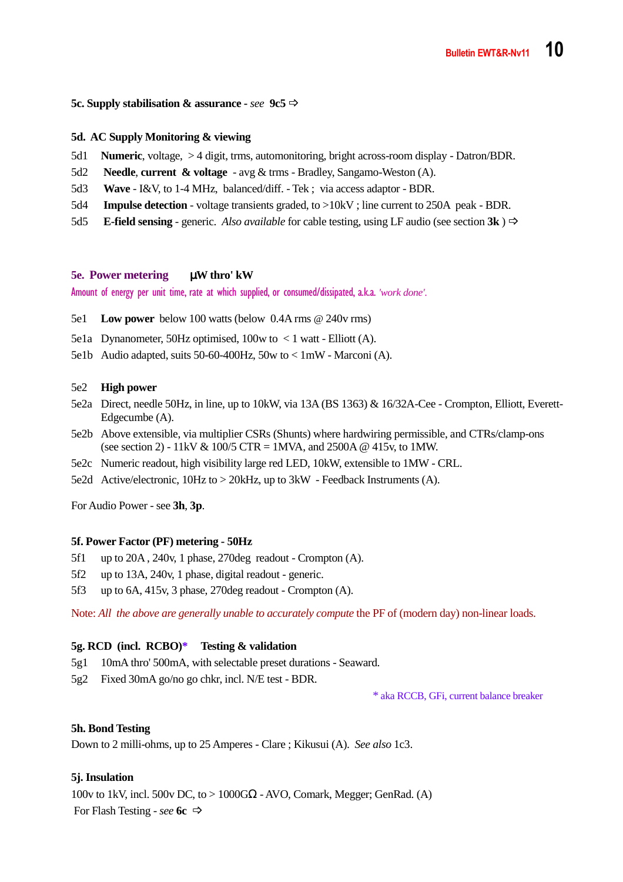**5c. Supply stabilisation & assurance** - *see* **9c5** ⇨

**5d. AC Supply Monitoring & viewing**

5d1 **Numeric**, voltage, > 4 digit, trms, automonitoring, bright across-room display - Datron/BDR.
5d2 **Needle**, **current & voltage** - avg & trms - Bradley, Sangamo-Weston (A).
5d3 **Wave** - I&V, to 1-4 MHz, balanced/diff. - Tek ; via access adaptor - BDR.
5d4 **Impulse detection** - voltage transients graded, to >10kV ; line current to 250A peak - BDR.
5d5 **E-field sensing** - generic. *Also available* for cable testing, using LF audio (see section **3k** ) ⇨

**5e. Power metering** **μW thro' kW**

Amount of energy per unit time, rate at which supplied, or consumed/dissipated, a.k.a. *'work done'*.

5e1 **Low power** below 100 watts (below 0.4A rms @ 240v rms)
5e1a Dynanometer, 50Hz optimised, 100w to < 1 watt - Elliott (A).
5e1b Audio adapted, suits 50-60-400Hz, 50w to < 1mW - Marconi (A).

5e2 **High power**
5e2a Direct, needle 50Hz, in line, up to 10kW, via 13A (BS 1363) & 16/32A-Cee - Crompton, Elliott, Everett-Edgecumbe (A).
5e2b Above extensible, via multiplier CSRs (Shunts) where hardwiring permissible, and CTRs/clamp-ons (see section 2) - 11kV & 100/5 CTR = 1MVA, and 2500A @ 415v, to 1MW.
5e2c Numeric readout, high visibility large red LED, 10kW, extensible to 1MW - CRL.
5e2d Active/electronic, 10Hz to > 20kHz, up to 3kW - Feedback Instruments (A).

For Audio Power - see **3h**, **3p**.

**5f. Power Factor (PF) metering - 50Hz**

5f1 up to 20A , 240v, 1 phase, 270deg readout - Crompton (A).
5f2 up to 13A, 240v, 1 phase, digital readout - generic.
5f3 up to 6A, 415v, 3 phase, 270deg readout - Crompton (A).

Note: *All the above are generally unable to accurately compute* the PF of (modern day) non-linear loads.

**5g. RCD (incl. RCBO)*** **Testing & validation**

5g1 10mA thro' 500mA, with selectable preset durations - Seaward.
5g2 Fixed 30mA go/no go chkr, incl. N/E test - BDR.

\* aka RCCB, GFi, current balance breaker

**5h. Bond Testing**

Down to 2 milli-ohms, up to 25 Amperes - Clare ; Kikusui (A). *See also* 1c3.

**5j. Insulation**

100v to 1kV, incl. 500v DC, to > 1000GΩ - AVO, Comark, Megger; GenRad. (A)
For Flash Testing - *see* **6c** ⇨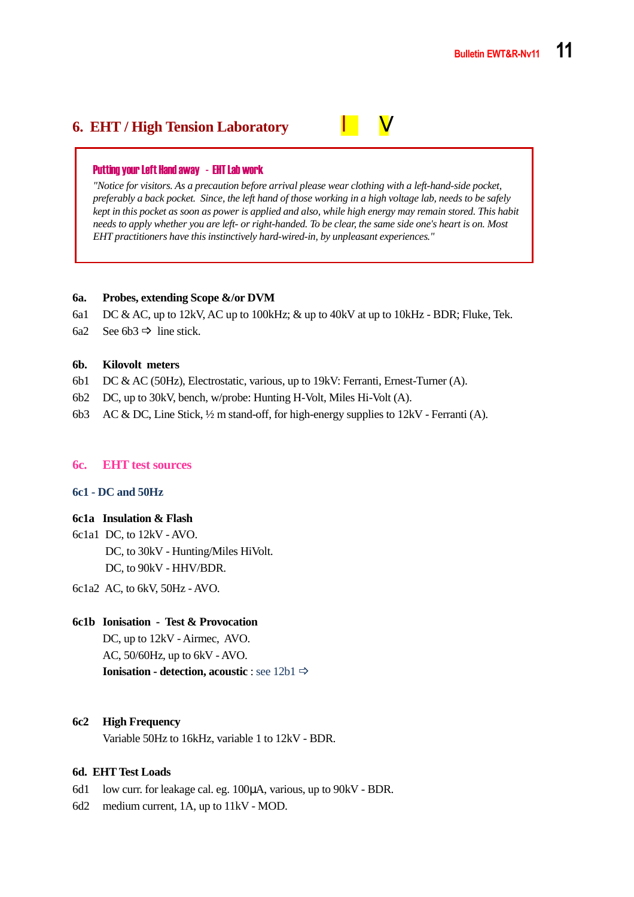## 6. EHT / High Tension Laboratory

I V

**Putting your Left Hand away - EHT Lab work**

*"Notice for visitors. As a precaution before arrival please wear clothing with a left-hand-side pocket, preferably a back pocket. Since, the left hand of those working in a high voltage lab, needs to be safely kept in this pocket as soon as power is applied and also, while high energy may remain stored. This habit needs to apply whether you are left- or right-handed. To be clear, the same side one's heart is on. Most EHT practitioners have this instinctively hard-wired-in, by unpleasant experiences."*

### 6a. Probes, extending Scope &/or DVM

6a1 DC & AC, up to 12kV, AC up to 100kHz; & up to 40kV at up to 10kHz - BDR; Fluke, Tek.

6a2 See 6b3 ⇨ line stick.

### 6b. Kilovolt meters

6b1 DC & AC (50Hz), Electrostatic, various, up to 19kV: Ferranti, Ernest-Turner (A).

6b2 DC, up to 30kV, bench, w/probe: Hunting H-Volt, Miles Hi-Volt (A).

6b3 AC & DC, Line Stick, ½ m stand-off, for high-energy supplies to 12kV - Ferranti (A).

### 6c. EHT test sources

#### 6c1 - DC and 50Hz

**6c1a Insulation & Flash**

6c1a1 DC, to 12kV - AVO.
DC, to 30kV - Hunting/Miles HiVolt.
DC, to 90kV - HHV/BDR.

6c1a2 AC, to 6kV, 50Hz - AVO.

**6c1b Ionisation - Test & Provocation**

DC, up to 12kV - Airmec, AVO.
AC, 50/60Hz, up to 6kV - AVO.
**Ionisation - detection, acoustic** : see 12b1 ⇨

**6c2 High Frequency**

Variable 50Hz to 16kHz, variable 1 to 12kV - BDR.

### 6d. EHT Test Loads

6d1 low curr. for leakage cal. eg. 100µA, various, up to 90kV - BDR.

6d2 medium current, 1A, up to 11kV - MOD.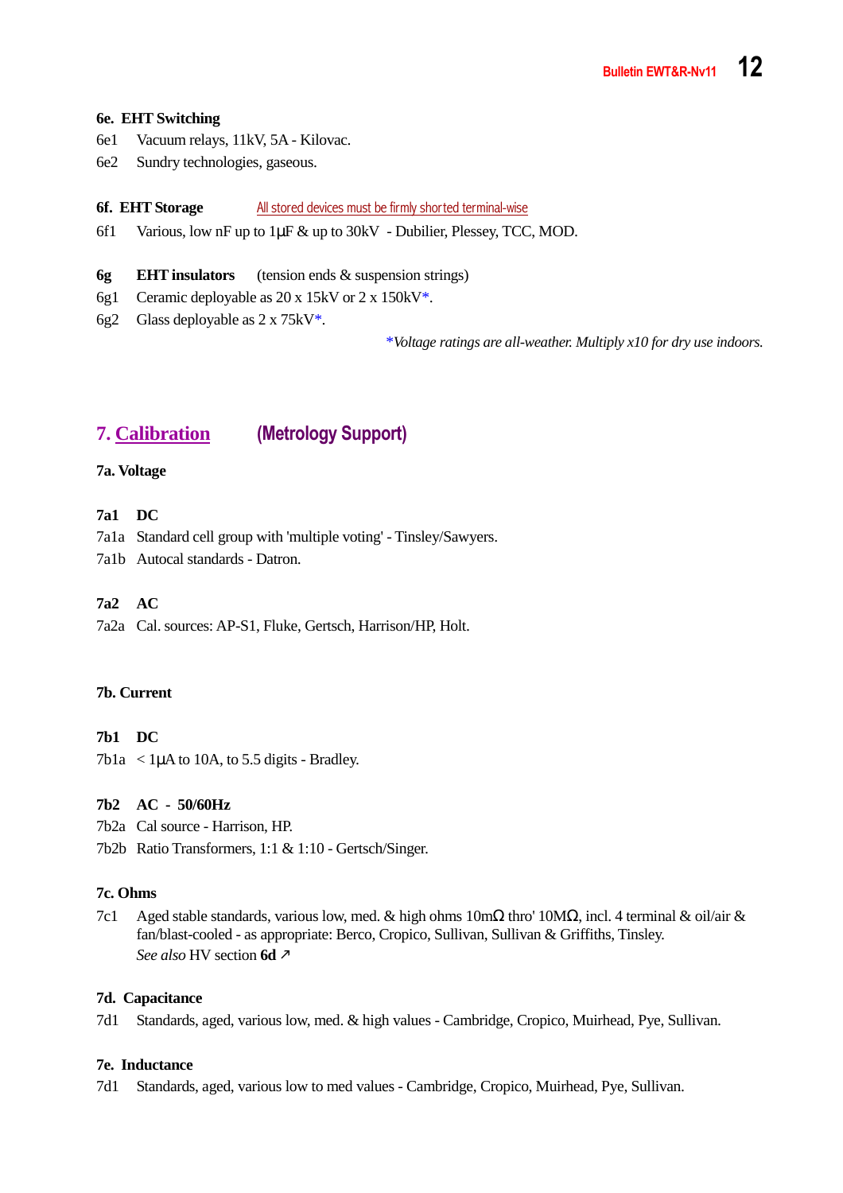**6e. EHT Switching**

6e1 Vacuum relays, 11kV, 5A - Kilovac.

6e2 Sundry technologies, gaseous.

**6f. EHT Storage** All stored devices must be firmly shorted terminal-wise

6f1 Various, low nF up to 1µF & up to 30kV - Dubilier, Plessey, TCC, MOD.

**6g EHT insulators** (tension ends & suspension strings)

6g1 Ceramic deployable as 20 x 15kV or 2 x 150kV*.

6g2 Glass deployable as 2 x 75kV*.

**Voltage ratings are all-weather. Multiply x10 for dry use indoors.*

## 7. Calibration (Metrology Support)

**7a. Voltage**

**7a1 DC**

7a1a Standard cell group with 'multiple voting' - Tinsley/Sawyers.

7a1b Autocal standards - Datron.

**7a2 AC**

7a2a Cal. sources: AP-S1, Fluke, Gertsch, Harrison/HP, Holt.

**7b. Current**

**7b1 DC**

7b1a < 1µA to 10A, to 5.5 digits - Bradley.

**7b2 AC - 50/60Hz**

7b2a Cal source - Harrison, HP.

7b2b Ratio Transformers, 1:1 & 1:10 - Gertsch/Singer.

**7c. Ohms**

7c1 Aged stable standards, various low, med. & high ohms 10mΩ thro' 10MΩ, incl. 4 terminal & oil/air & fan/blast-cooled - as appropriate: Berco, Cropico, Sullivan, Sullivan & Griffiths, Tinsley.
*See also* HV section **6d** ↗

**7d. Capacitance**

7d1 Standards, aged, various low, med. & high values - Cambridge, Cropico, Muirhead, Pye, Sullivan.

**7e. Inductance**

7d1 Standards, aged, various low to med values - Cambridge, Cropico, Muirhead, Pye, Sullivan.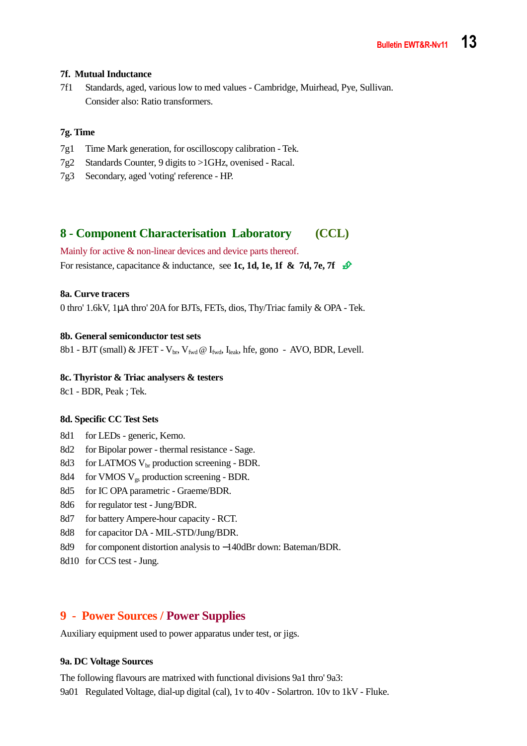### 7f. Mutual Inductance

7f1 Standards, aged, various low to med values - Cambridge, Muirhead, Pye, Sullivan. Consider also: Ratio transformers.

### 7g. Time

7g1 Time Mark generation, for oscilloscopy calibration - Tek.

7g2 Standards Counter, 9 digits to >1GHz, ovenised - Racal.

7g3 Secondary, aged 'voting' reference - HP.

## 8 - Component Characterisation Laboratory (CCL)

Mainly for active & non-linear devices and device parts thereof.

For resistance, capacitance & inductance, see **1c, 1d, 1e, 1f & 7d, 7e, 7f**

### 8a. Curve tracers

0 thro' 1.6kV, 1μA thro' 20A for BJTs, FETs, dios, Thy/Triac family & OPA - Tek.

### 8b. General semiconductor test sets

8b1 - BJT (small) & JFET - $V_{br}$, $V_{fwd}$ @ $I_{fwd}$, $I_{leak}$, hfe, gono - AVO, BDR, Levell.

### 8c. Thyristor & Triac analysers & testers

8c1 - BDR, Peak ; Tek.

### 8d. Specific CC Test Sets

8d1 for LEDs - generic, Kemo.

8d2 for Bipolar power - thermal resistance - Sage.

8d3 for LATMOS $V_{br}$ production screening - BDR.

8d4 for VMOS $V_{gs}$ production screening - BDR.

8d5 for IC OPA parametric - Graeme/BDR.

8d6 for regulator test - Jung/BDR.

8d7 for battery Ampere-hour capacity - RCT.

8d8 for capacitor DA - MIL-STD/Jung/BDR.

8d9 for component distortion analysis to −140dBr down: Bateman/BDR.

8d10 for CCS test - Jung.

## 9 - Power Sources / Power Supplies

Auxiliary equipment used to power apparatus under test, or jigs.

### 9a. DC Voltage Sources

The following flavours are matrixed with functional divisions 9a1 thro' 9a3:

9a01 Regulated Voltage, dial-up digital (cal), 1v to 40v - Solartron. 10v to 1kV - Fluke.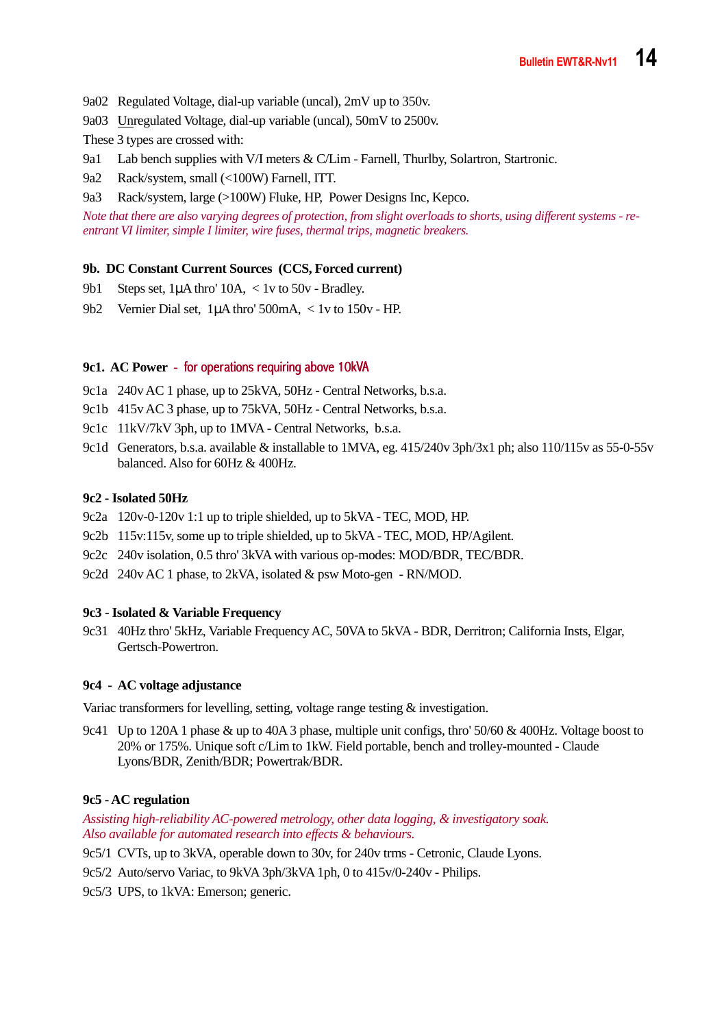9a02 Regulated Voltage, dial-up variable (uncal), 2mV up to 350v.

9a03 Unregulated Voltage, dial-up variable (uncal), 50mV to 2500v.

These 3 types are crossed with:

9a1 Lab bench supplies with V/I meters & C/Lim - Farnell, Thurlby, Solartron, Startronic.

9a2 Rack/system, small (<100W) Farnell, ITT.

9a3 Rack/system, large (>100W) Fluke, HP, Power Designs Inc, Kepco.

*Note that there are also varying degrees of protection, from slight overloads to shorts, using different systems - re-entrant VI limiter, simple I limiter, wire fuses, thermal trips, magnetic breakers.*

### 9b. DC Constant Current Sources (CCS, Forced current)

9b1 Steps set, 1µA thro' 10A, < 1v to 50v - Bradley.

9b2 Vernier Dial set, 1µA thro' 500mA, < 1v to 150v - HP.

### 9c1. AC Power - for operations requiring above 10kVA

9c1a 240v AC 1 phase, up to 25kVA, 50Hz - Central Networks, b.s.a.

9c1b 415v AC 3 phase, up to 75kVA, 50Hz - Central Networks, b.s.a.

9c1c 11kV/7kV 3ph, up to 1MVA - Central Networks, b.s.a.

9c1d Generators, b.s.a. available & installable to 1MVA, eg. 415/240v 3ph/3x1 ph; also 110/115v as 55-0-55v balanced. Also for 60Hz & 400Hz.

### 9c2 - Isolated 50Hz

9c2a 120v-0-120v 1:1 up to triple shielded, up to 5kVA - TEC, MOD, HP.

9c2b 115v:115v, some up to triple shielded, up to 5kVA - TEC, MOD, HP/Agilent.

9c2c 240v isolation, 0.5 thro' 3kVA with various op-modes: MOD/BDR, TEC/BDR.

9c2d 240v AC 1 phase, to 2kVA, isolated & psw Moto-gen - RN/MOD.

### 9c3 - Isolated & Variable Frequency

9c31 40Hz thro' 5kHz, Variable Frequency AC, 50VA to 5kVA - BDR, Derritron; California Insts, Elgar, Gertsch-Powertron.

### 9c4 - AC voltage adjustance

Variac transformers for levelling, setting, voltage range testing & investigation.

9c41 Up to 120A 1 phase & up to 40A 3 phase, multiple unit configs, thro' 50/60 & 400Hz. Voltage boost to 20% or 175%. Unique soft c/Lim to 1kW. Field portable, bench and trolley-mounted - Claude Lyons/BDR, Zenith/BDR; Powertrak/BDR.

### 9c5 - AC regulation

*Assisting high-reliability AC-powered metrology, other data logging, & investigatory soak.*
*Also available for automated research into effects & behaviours.*

9c5/1 CVTs, up to 3kVA, operable down to 30v, for 240v trms - Cetronic, Claude Lyons.

9c5/2 Auto/servo Variac, to 9kVA 3ph/3kVA 1ph, 0 to 415v/0-240v - Philips.

9c5/3 UPS, to 1kVA: Emerson; generic.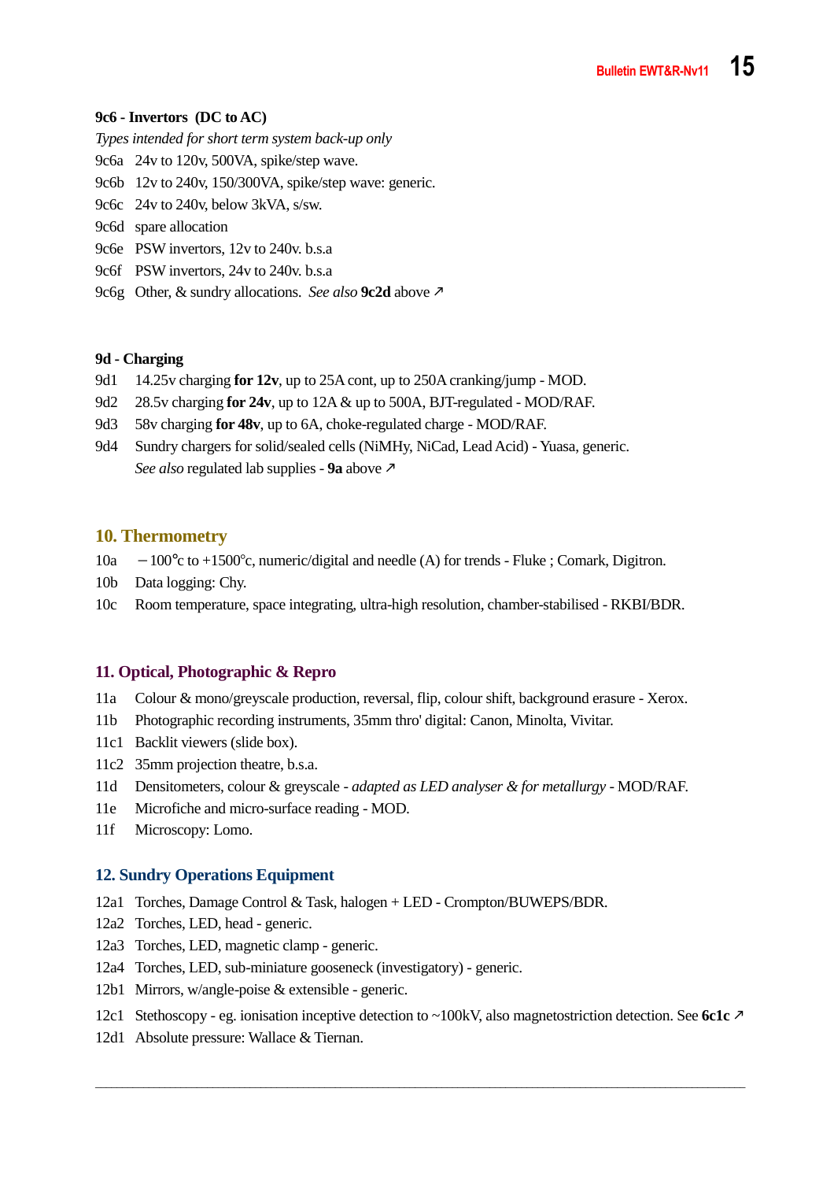**9c6 - Invertors (DC to AC)**

*Types intended for short term system back-up only*

9c6a 24v to 120v, 500VA, spike/step wave.

9c6b 12v to 240v, 150/300VA, spike/step wave: generic.

9c6c 24v to 240v, below 3kVA, s/sw.

9c6d spare allocation

9c6e PSW invertors, 12v to 240v. b.s.a

9c6f PSW invertors, 24v to 240v. b.s.a

9c6g Other, & sundry allocations. *See also* **9c2d** above ↗

**9d - Charging**

9d1 14.25v charging **for 12v**, up to 25A cont, up to 250A cranking/jump - MOD.

9d2 28.5v charging **for 24v**, up to 12A & up to 500A, BJT-regulated - MOD/RAF.

9d3 58v charging **for 48v**, up to 6A, choke-regulated charge - MOD/RAF.

9d4 Sundry chargers for solid/sealed cells (NiMHy, NiCad, Lead Acid) - Yuasa, generic.
*See also* regulated lab supplies - **9a** above ↗

## 10. Thermometry

10a −100°c to +1500°c, numeric/digital and needle (A) for trends - Fluke ; Comark, Digitron.

10b Data logging: Chy.

10c Room temperature, space integrating, ultra-high resolution, chamber-stabilised - RKBI/BDR.

## 11. Optical, Photographic & Repro

11a Colour & mono/greyscale production, reversal, flip, colour shift, background erasure - Xerox.

11b Photographic recording instruments, 35mm thro' digital: Canon, Minolta, Vivitar.

11c1 Backlit viewers (slide box).

11c2 35mm projection theatre, b.s.a.

11d Densitometers, colour & greyscale - *adapted as LED analyser & for metallurgy* - MOD/RAF.

11e Microfiche and micro-surface reading - MOD.

11f Microscopy: Lomo.

## 12. Sundry Operations Equipment

12a1 Torches, Damage Control & Task, halogen + LED - Crompton/BUWEPS/BDR.

12a2 Torches, LED, head - generic.

12a3 Torches, LED, magnetic clamp - generic.

12a4 Torches, LED, sub-miniature gooseneck (investigatory) - generic.

12b1 Mirrors, w/angle-poise & extensible - generic.

12c1 Stethoscopy - eg. ionisation inceptive detection to ~100kV, also magnetostriction detection. See **6c1c** ↗

12d1 Absolute pressure: Wallace & Tiernan.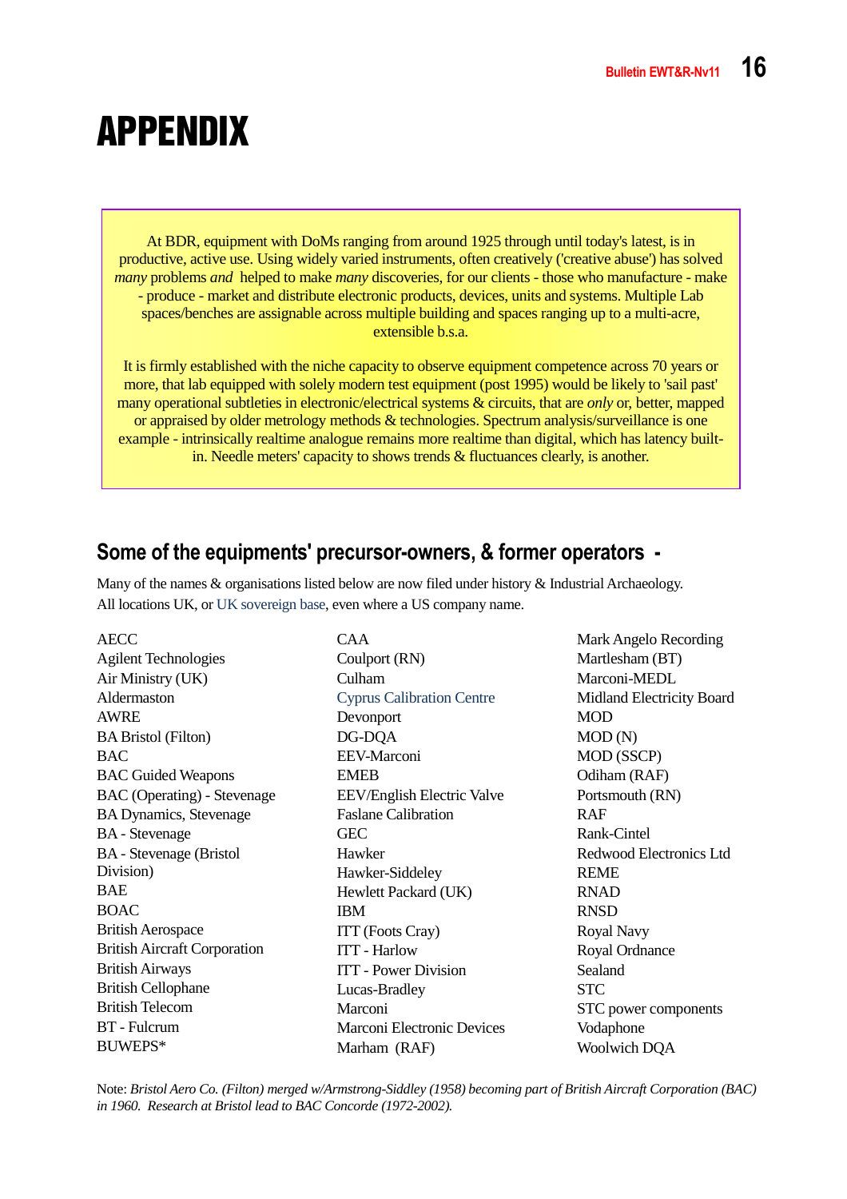# APPENDIX

At BDR, equipment with DoMs ranging from around 1925 through until today's latest, is in productive, active use. Using widely varied instruments, often creatively ('creative abuse') has solved *many* problems *and* helped to make *many* discoveries, for our clients - those who manufacture - make - produce - market and distribute electronic products, devices, units and systems. Multiple Lab spaces/benches are assignable across multiple building and spaces ranging up to a multi-acre, extensible b.s.a.

It is firmly established with the niche capacity to observe equipment competence across 70 years or more, that lab equipped with solely modern test equipment (post 1995) would be likely to 'sail past' many operational subtleties in electronic/electrical systems & circuits, that are *only* or, better, mapped or appraised by older metrology methods & technologies. Spectrum analysis/surveillance is one example - intrinsically realtime analogue remains more realtime than digital, which has latency built-in. Needle meters' capacity to shows trends & fluctuances clearly, is another.

## Some of the equipments' precursor-owners, & former operators -

Many of the names & organisations listed below are now filed under history & Industrial Archaeology.
All locations UK, or UK sovereign base, even where a US company name.

AECC
Agilent Technologies
Air Ministry (UK)
Aldermaston
AWRE
BA Bristol (Filton)
BAC
BAC Guided Weapons
BAC (Operating) - Stevenage
BA Dynamics, Stevenage
BA - Stevenage
BA - Stevenage (Bristol Division)
BAE
BOAC
British Aerospace
British Aircraft Corporation
British Airways
British Cellophane
British Telecom
BT - Fulcrum
BUWEPS*
CAA
Coulport (RN)
Culham
Cyprus Calibration Centre
Devonport
DG-DQA
EEV-Marconi
EMEB
EEV/English Electric Valve
Faslane Calibration
GEC
Hawker
Hawker-Siddeley
Hewlett Packard (UK)
IBM
ITT (Foots Cray)
ITT - Harlow
ITT - Power Division
Lucas-Bradley
Marconi
Marconi Electronic Devices
Marham (RAF)
Mark Angelo Recording
Martlesham (BT)
Marconi-MEDL
Midland Electricity Board
MOD
MOD (N)
MOD (SSCP)
Odiham (RAF)
Portsmouth (RN)
RAF
Rank-Cintel
Redwood Electronics Ltd
REME
RNAD
RNSD
Royal Navy
Royal Ordnance
Sealand
STC
STC power components
Vodaphone
Woolwich DQA

Note: *Bristol Aero Co. (Filton) merged w/Armstrong-Siddley (1958) becoming part of British Aircraft Corporation (BAC) in 1960. Research at Bristol lead to BAC Concorde (1972-2002).*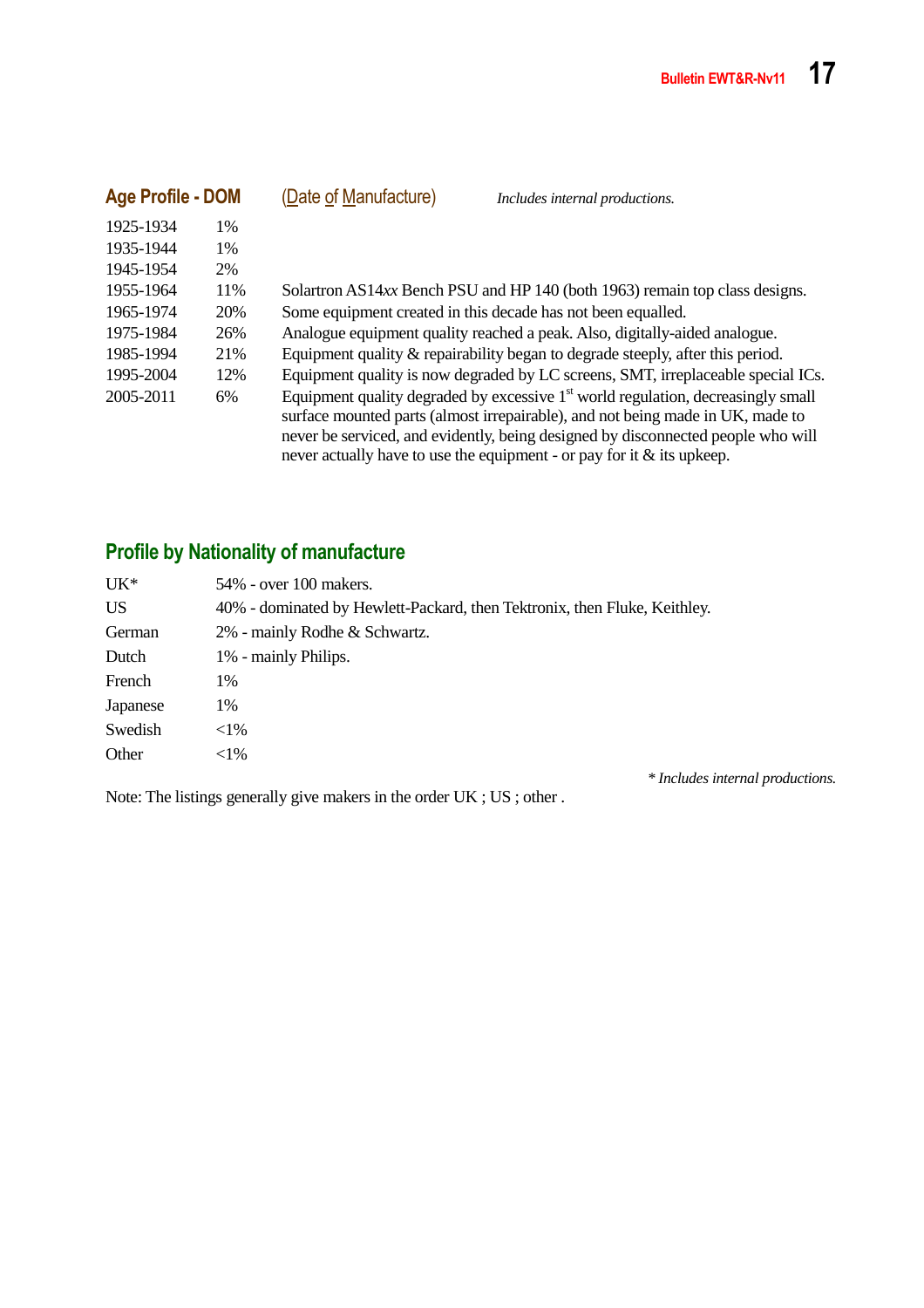## Age Profile - DOM (Date of Manufacture)

*Includes internal productions.*

| | | |
|---|---|---|
| 1925-1934 | 1% | |
| 1935-1944 | 1% | |
| 1945-1954 | 2% | |
| 1955-1964 | 11% | Solartron AS14*xx* Bench PSU and HP 140 (both 1963) remain top class designs. |
| 1965-1974 | 20% | Some equipment created in this decade has not been equalled. |
| 1975-1984 | 26% | Analogue equipment quality reached a peak. Also, digitally-aided analogue. |
| 1985-1994 | 21% | Equipment quality & repairability began to degrade steeply, after this period. |
| 1995-2004 | 12% | Equipment quality is now degraded by LC screens, SMT, irreplaceable special ICs. |
| 2005-2011 | 6% | Equipment quality degraded by excessive 1st world regulation, decreasingly small surface mounted parts (almost irrepairable), and not being made in UK, made to never be serviced, and evidently, being designed by disconnected people who will never actually have to use the equipment - or pay for it & its upkeep. |

## Profile by Nationality of manufacture

| | |
|---|---|
| UK* | 54% - over 100 makers. |
| US | 40% - dominated by Hewlett-Packard, then Tektronix, then Fluke, Keithley. |
| German | 2% - mainly Rodhe & Schwartz. |
| Dutch | 1% - mainly Philips. |
| French | 1% |
| Japanese | 1% |
| Swedish | <1% |
| Other | <1% |

*\* Includes internal productions.*

Note: The listings generally give makers in the order UK ; US ; other .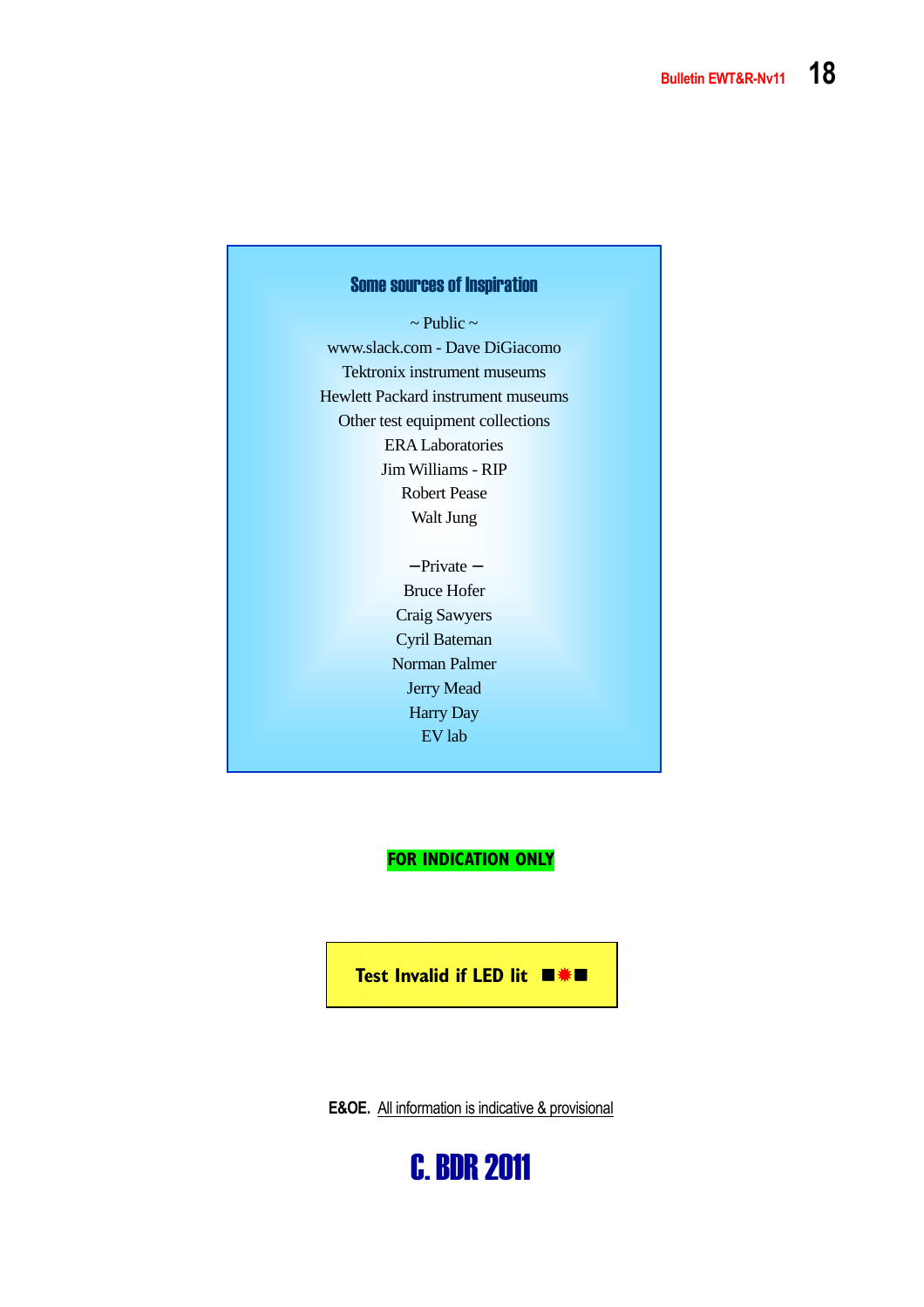## Some sources of Inspiration

~ Public ~

www.slack.com - Dave DiGiacomo

Tektronix instrument museums

Hewlett Packard instrument museums

Other test equipment collections

ERA Laboratories

Jim Williams - RIP

Robert Pease

Walt Jung

–Private –

Bruce Hofer

Craig Sawyers

Cyril Bateman

Norman Palmer

Jerry Mead

Harry Day

EV lab

**FOR INDICATION ONLY**

**Test Invalid if LED lit** ■✸■

**E&OE.** All information is indicative & provisional

**C. BDR 2011**